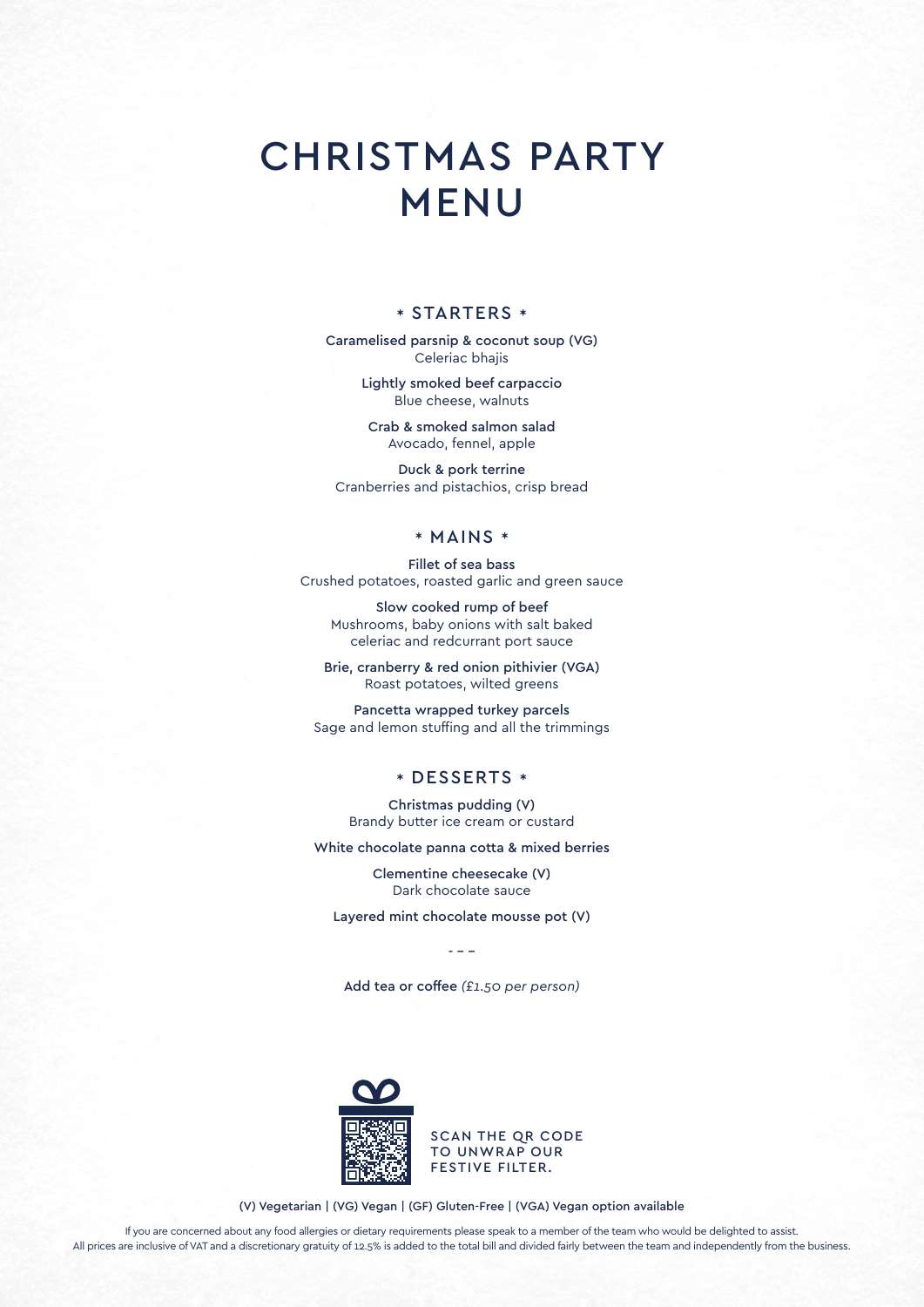# CHRISTMAS PARTY MENU

## * STARTERS *

**Caramelised parsnip & coconut soup (VG)**
Celeriac bhajis

**Lightly smoked beef carpaccio**
Blue cheese, walnuts

**Crab & smoked salmon salad**
Avocado, fennel, apple

**Duck & pork terrine**
Cranberries and pistachios, crisp bread

## * MAINS *

**Fillet of sea bass**
Crushed potatoes, roasted garlic and green sauce

**Slow cooked rump of beef**
Mushrooms, baby onions with salt baked celeriac and redcurrant port sauce

**Brie, cranberry & red onion pithivier (VGA)**
Roast potatoes, wilted greens

**Pancetta wrapped turkey parcels**
Sage and lemon stuffing and all the trimmings

## * DESSERTS *

**Christmas pudding (V)**
Brandy butter ice cream or custard

**White chocolate panna cotta & mixed berries**

**Clementine cheesecake (V)**
Dark chocolate sauce

**Layered mint chocolate mousse pot (V)**

- - -

Add tea or coffee *(£1.50 per person)*

SCAN THE QR CODE TO UNWRAP OUR FESTIVE FILTER.

(V) Vegetarian | (VG) Vegan | (GF) Gluten-Free | (VGA) Vegan option available

If you are concerned about any food allergies or dietary requirements please speak to a member of the team who would be delighted to assist.
All prices are inclusive of VAT and a discretionary gratuity of 12.5% is added to the total bill and divided fairly between the team and independently from the business.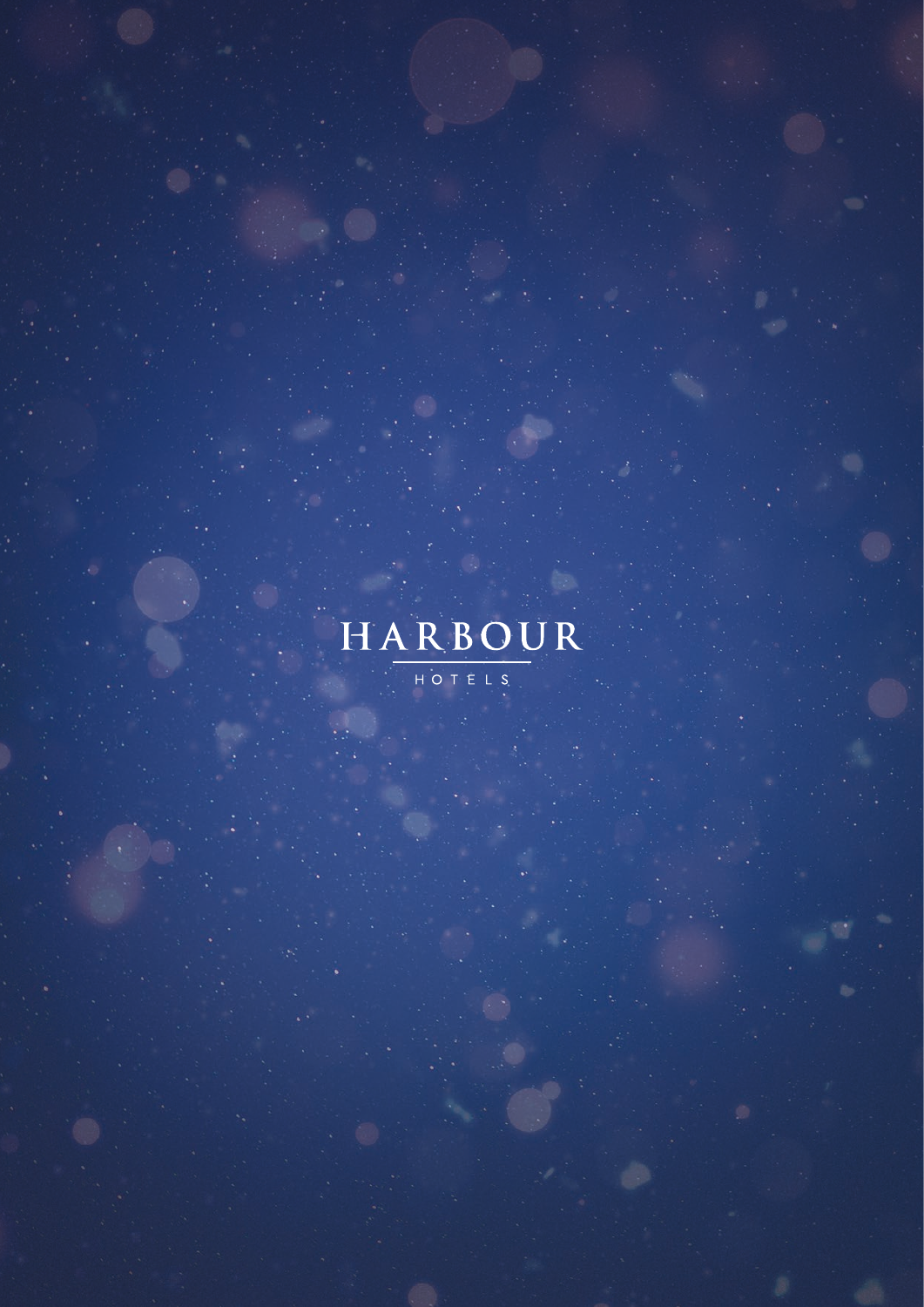HARBOUR

HOTELS